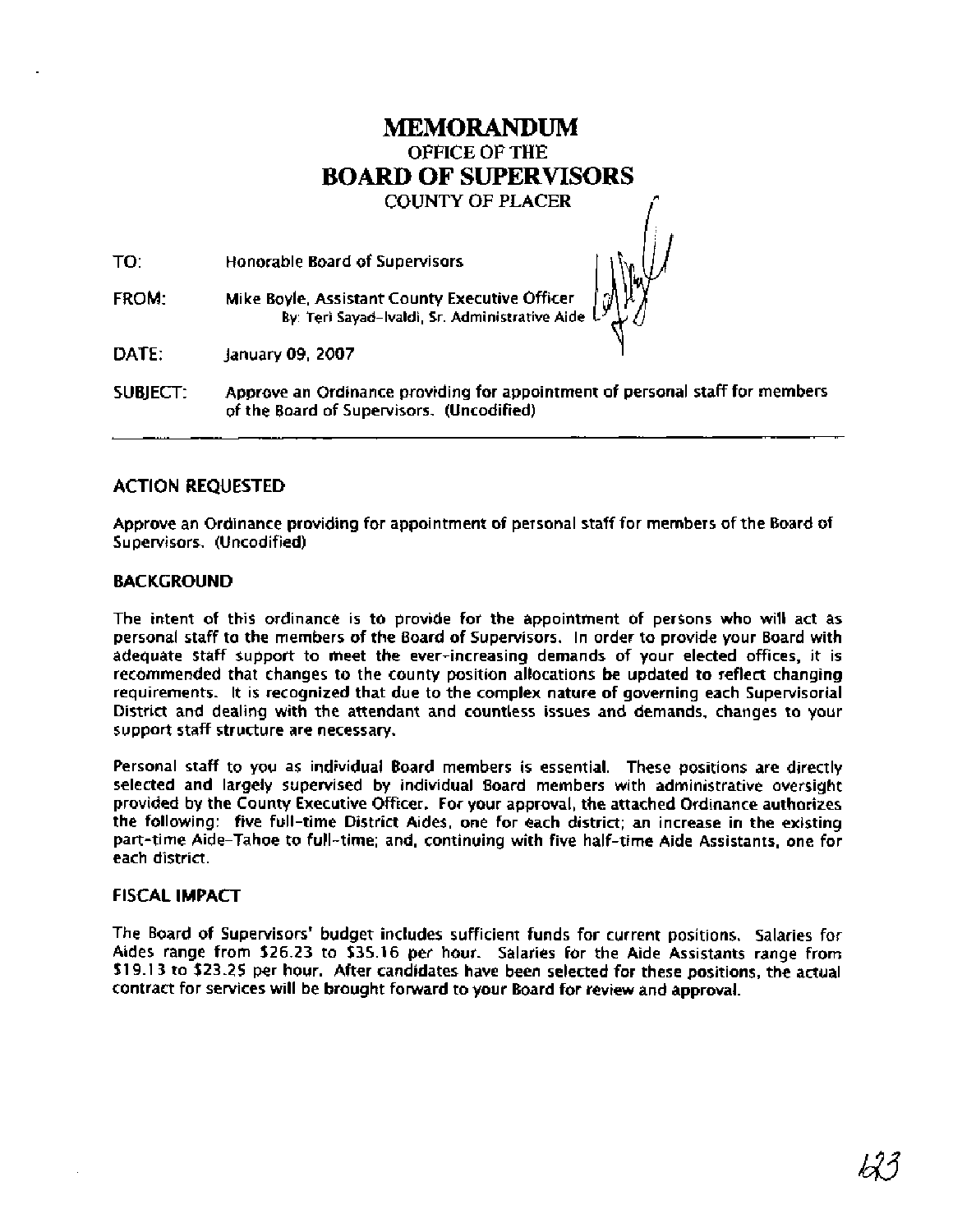# MEMORANDUM
## OFFICE OF THE
# BOARD OF SUPERVISORS
## COUNTY OF PLACER

TO: Honorable Board of Supervisors

FROM: Mike Boyle, Assistant County Executive Officer
By: Teri Sayad-Ivaldi, Sr. Administrative Aide

DATE: January 09, 2007

SUBJECT: Approve an Ordinance providing for appointment of personal staff for members of the Board of Supervisors. (Uncodified)

---

### ACTION REQUESTED

Approve an Ordinance providing for appointment of personal staff for members of the Board of Supervisors. (Uncodified)

### BACKGROUND

The intent of this ordinance is to provide for the appointment of persons who will act as personal staff to the members of the Board of Supervisors. In order to provide your Board with adequate staff support to meet the ever-increasing demands of your elected offices, it is recommended that changes to the county position allocations be updated to reflect changing requirements. It is recognized that due to the complex nature of governing each Supervisorial District and dealing with the attendant and countless issues and demands, changes to your support staff structure are necessary.

Personal staff to you as individual Board members is essential. These positions are directly selected and largely supervised by individual Board members with administrative oversight provided by the County Executive Officer. For your approval, the attached Ordinance authorizes the following: five full-time District Aides, one for each district; an increase in the existing part-time Aide-Tahoe to full-time; and, continuing with five half-time Aide Assistants, one for each district.

### FISCAL IMPACT

The Board of Supervisors' budget includes sufficient funds for current positions. Salaries for Aides range from $26.23 to $35.16 per hour. Salaries for the Aide Assistants range from $19.13 to $23.25 per hour. After candidates have been selected for these positions, the actual contract for services will be brought forward to your Board for review and approval.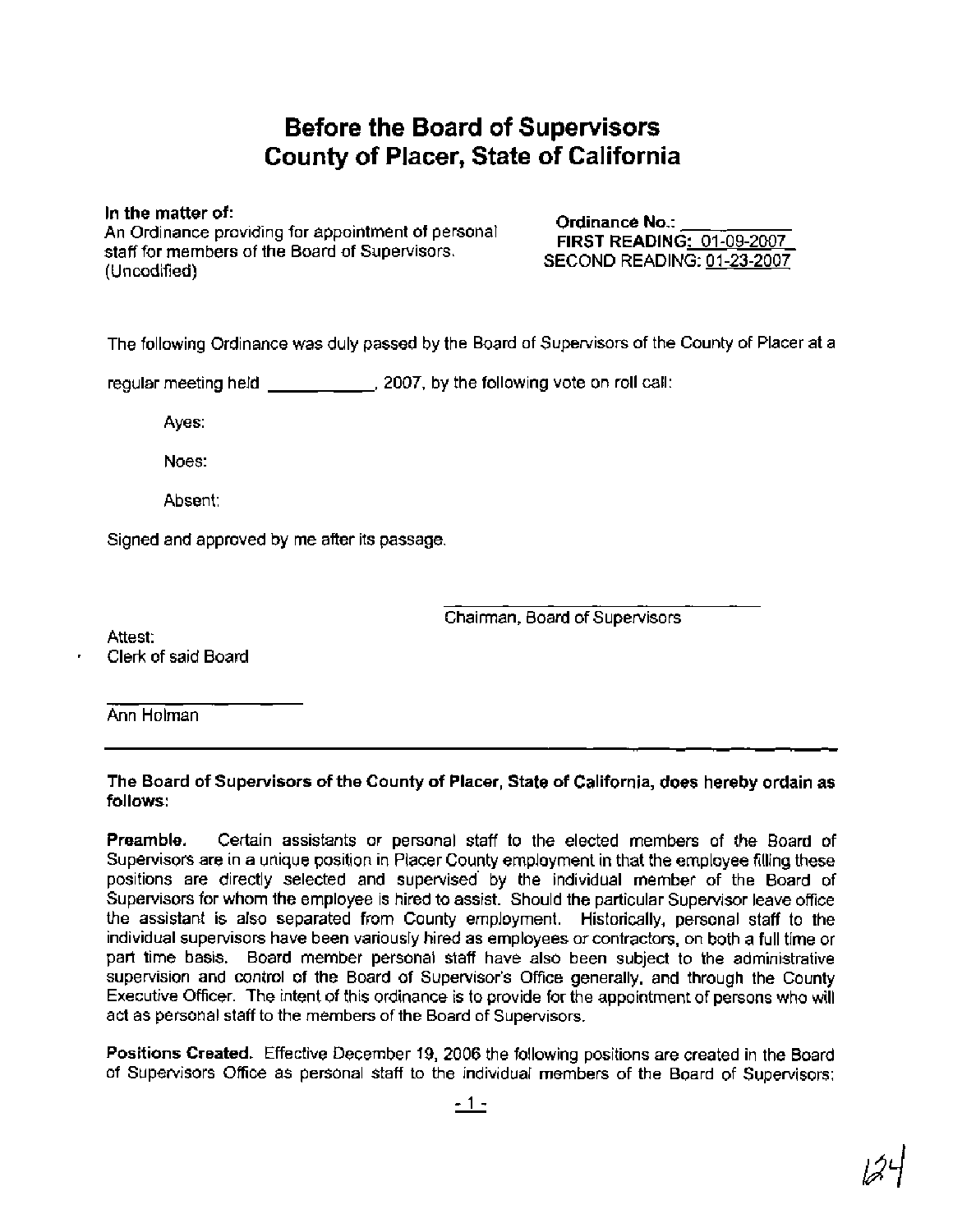# Before the Board of Supervisors County of Placer, State of California

**In the matter of:**
An Ordinance providing for appointment of personal staff for members of the Board of Supervisors. (Uncodified)

**Ordinance No.:** ____________
**FIRST READING:** 01-09-2007
SECOND READING: 01-23-2007

The following Ordinance was duly passed by the Board of Supervisors of the County of Placer at a regular meeting held ____________, 2007, by the following vote on roll call:

Ayes:

Noes:

Absent:

Signed and approved by me after its passage.

______________________________
Chairman, Board of Supervisors

Attest:
Clerk of said Board

______________________
Ann Holman

---

**The Board of Supervisors of the County of Placer, State of California, does hereby ordain as follows:**

**Preamble.** Certain assistants or personal staff to the elected members of the Board of Supervisors are in a unique position in Placer County employment in that the employee filling these positions are directly selected and supervised by the individual member of the Board of Supervisors for whom the employee is hired to assist. Should the particular Supervisor leave office the assistant is also separated from County employment. Historically, personal staff to the individual supervisors have been variously hired as employees or contractors, on both a full time or part time basis. Board member personal staff have also been subject to the administrative supervision and control of the Board of Supervisor's Office generally, and through the County Executive Officer. The intent of this ordinance is to provide for the appointment of persons who will act as personal staff to the members of the Board of Supervisors.

**Positions Created.** Effective December 19, 2006 the following positions are created in the Board of Supervisors Office as personal staff to the individual members of the Board of Supervisors: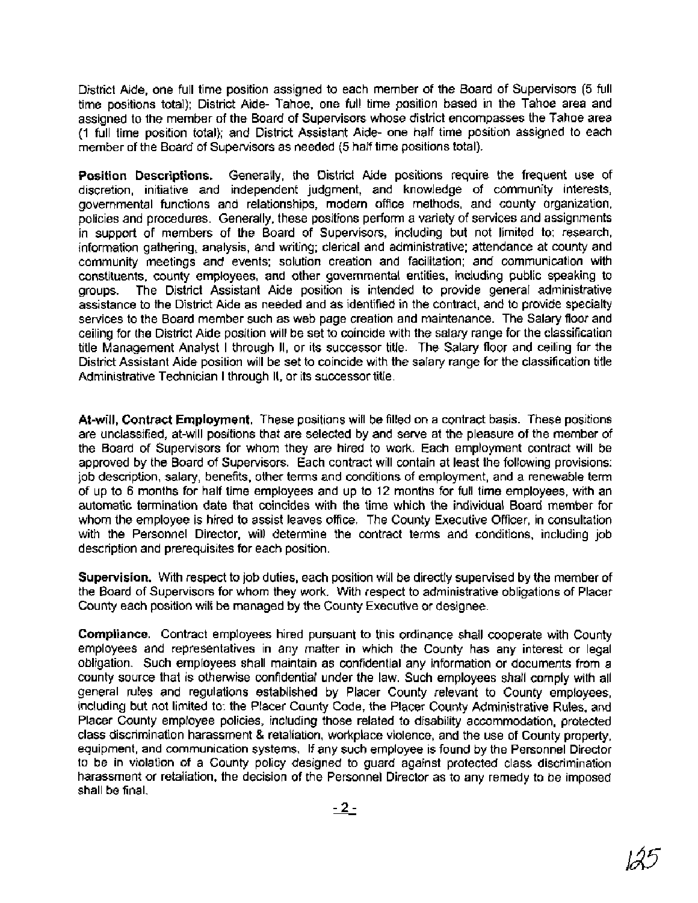District Aide, one full time position assigned to each member of the Board of Supervisors (5 full time positions total); District Aide- Tahoe, one full time position based in the Tahoe area and assigned to the member of the Board of Supervisors whose district encompasses the Tahoe area (1 full time position total); and District Assistant Aide- one half time position assigned to each member of the Board of Supervisors as needed (5 half time positions total).

**Position Descriptions.** Generally, the District Aide positions require the frequent use of discretion, initiative and independent judgment, and knowledge of community interests, governmental functions and relationships, modern office methods, and county organization, policies and procedures. Generally, these positions perform a variety of services and assignments in support of members of the Board of Supervisors, including but not limited to: research, information gathering, analysis, and writing; clerical and administrative; attendance at county and community meetings and events; solution creation and facilitation; and communication with constituents, county employees, and other governmental entities, including public speaking to groups. The District Assistant Aide position is intended to provide general administrative assistance to the District Aide as needed and as identified in the contract, and to provide specialty services to the Board member such as web page creation and maintenance. The Salary floor and ceiling for the District Aide position will be set to coincide with the salary range for the classification title Management Analyst I through II, or its successor title. The Salary floor and ceiling for the District Assistant Aide position will be set to coincide with the salary range for the classification title Administrative Technician I through II, or its successor title.

**At-will, Contract Employment.** These positions will be filled on a contract basis. These positions are unclassified, at-will positions that are selected by and serve at the pleasure of the member of the Board of Supervisors for whom they are hired to work. Each employment contract will be approved by the Board of Supervisors. Each contract will contain at least the following provisions: job description, salary, benefits, other terms and conditions of employment, and a renewable term of up to 6 months for half time employees and up to 12 months for full time employees, with an automatic termination date that coincides with the time which the individual Board member for whom the employee is hired to assist leaves office. The County Executive Officer, in consultation with the Personnel Director, will determine the contract terms and conditions, including job description and prerequisites for each position.

**Supervision.** With respect to job duties, each position will be directly supervised by the member of the Board of Supervisors for whom they work. With respect to administrative obligations of Placer County each position will be managed by the County Executive or designee.

**Compliance.** Contract employees hired pursuant to this ordinance shall cooperate with County employees and representatives in any matter in which the County has any interest or legal obligation. Such employees shall maintain as confidential any information or documents from a county source that is otherwise confidential under the law. Such employees shall comply with all general rules and regulations established by Placer County relevant to County employees, including but not limited to: the Placer County Code, the Placer County Administrative Rules, and Placer County employee policies, including those related to disability accommodation, protected class discrimination harassment & retaliation, workplace violence, and the use of County property, equipment, and communication systems. If any such employee is found by the Personnel Director to be in violation of a County policy designed to guard against protected class discrimination harassment or retaliation, the decision of the Personnel Director as to any remedy to be imposed shall be final.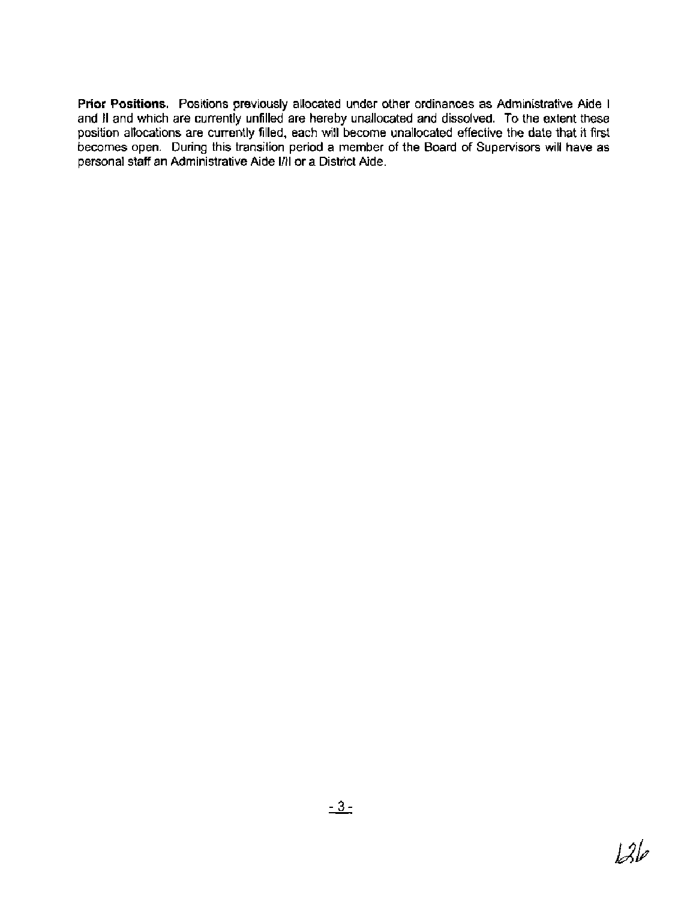**Prior Positions.** Positions previously allocated under other ordinances as Administrative Aide I and II and which are currently unfilled are hereby unallocated and dissolved. To the extent these position allocations are currently filled, each will become unallocated effective the date that it first becomes open. During this transition period a member of the Board of Supervisors will have as personal staff an Administrative Aide I/II or a District Aide.